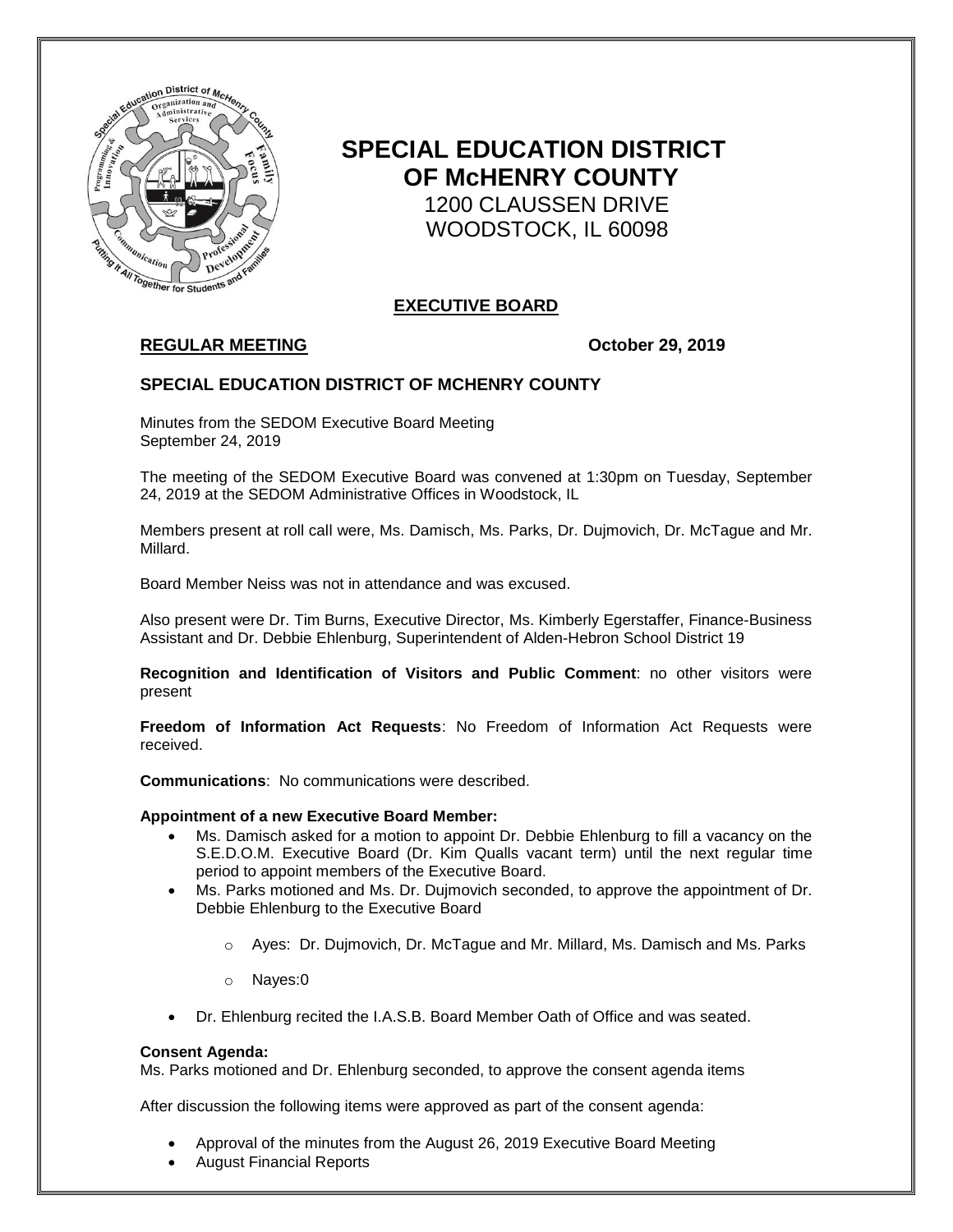# SPECIAL EDUCATION DISTRICT OF McHENRY COUNTY

1200 CLAUSSEN DRIVE
WOODSTOCK, IL 60098

## EXECUTIVE BOARD

**REGULAR MEETING** **October 29, 2019**

### SPECIAL EDUCATION DISTRICT OF MCHENRY COUNTY

Minutes from the SEDOM Executive Board Meeting
September 24, 2019

The meeting of the SEDOM Executive Board was convened at 1:30pm on Tuesday, September 24, 2019 at the SEDOM Administrative Offices in Woodstock, IL

Members present at roll call were, Ms. Damisch, Ms. Parks, Dr. Dujmovich, Dr. McTague and Mr. Millard.

Board Member Neiss was not in attendance and was excused.

Also present were Dr. Tim Burns, Executive Director, Ms. Kimberly Egerstaffer, Finance-Business Assistant and Dr. Debbie Ehlenburg, Superintendent of Alden-Hebron School District 19

**Recognition and Identification of Visitors and Public Comment**: no other visitors were present

**Freedom of Information Act Requests**: No Freedom of Information Act Requests were received.

**Communications**: No communications were described.

**Appointment of a new Executive Board Member:**

- Ms. Damisch asked for a motion to appoint Dr. Debbie Ehlenburg to fill a vacancy on the S.E.D.O.M. Executive Board (Dr. Kim Qualls vacant term) until the next regular time period to appoint members of the Executive Board.
- Ms. Parks motioned and Ms. Dr. Dujmovich seconded, to approve the appointment of Dr. Debbie Ehlenburg to the Executive Board
    - Ayes: Dr. Dujmovich, Dr. McTague and Mr. Millard, Ms. Damisch and Ms. Parks
    - Nayes:0
- Dr. Ehlenburg recited the I.A.S.B. Board Member Oath of Office and was seated.

**Consent Agenda:**
Ms. Parks motioned and Dr. Ehlenburg seconded, to approve the consent agenda items

After discussion the following items were approved as part of the consent agenda:

- Approval of the minutes from the August 26, 2019 Executive Board Meeting
- August Financial Reports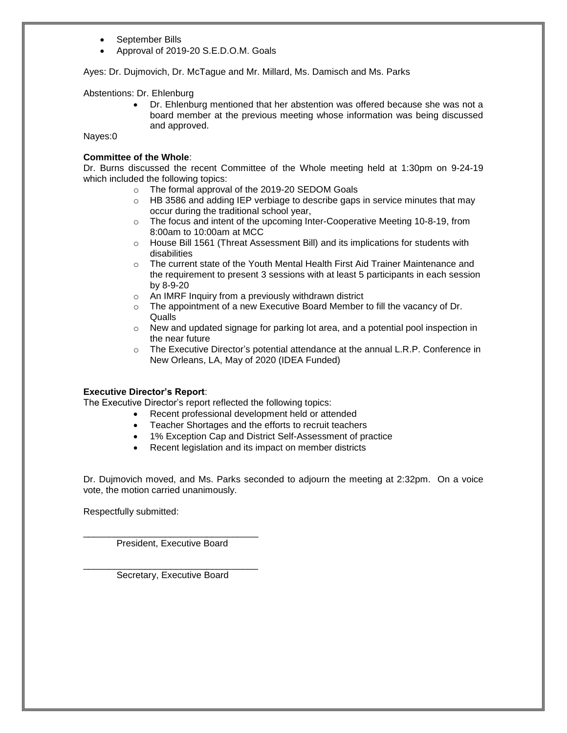- September Bills
- Approval of 2019-20 S.E.D.O.M. Goals

Ayes: Dr. Dujmovich, Dr. McTague and Mr. Millard, Ms. Damisch and Ms. Parks

Abstentions: Dr. Ehlenburg

- Dr. Ehlenburg mentioned that her abstention was offered because she was not a board member at the previous meeting whose information was being discussed and approved.

Nayes:0

**Committee of the Whole**:

Dr. Burns discussed the recent Committee of the Whole meeting held at 1:30pm on 9-24-19 which included the following topics:

- The formal approval of the 2019-20 SEDOM Goals
- HB 3586 and adding IEP verbiage to describe gaps in service minutes that may occur during the traditional school year,
- The focus and intent of the upcoming Inter-Cooperative Meeting 10-8-19, from 8:00am to 10:00am at MCC
- House Bill 1561 (Threat Assessment Bill) and its implications for students with disabilities
- The current state of the Youth Mental Health First Aid Trainer Maintenance and the requirement to present 3 sessions with at least 5 participants in each session by 8-9-20
- An IMRF Inquiry from a previously withdrawn district
- The appointment of a new Executive Board Member to fill the vacancy of Dr. Qualls
- New and updated signage for parking lot area, and a potential pool inspection in the near future
- The Executive Director's potential attendance at the annual L.R.P. Conference in New Orleans, LA, May of 2020 (IDEA Funded)

**Executive Director's Report**:

The Executive Director's report reflected the following topics:

- Recent professional development held or attended
- Teacher Shortages and the efforts to recruit teachers
- 1% Exception Cap and District Self-Assessment of practice
- Recent legislation and its impact on member districts

Dr. Dujmovich moved, and Ms. Parks seconded to adjourn the meeting at 2:32pm. On a voice vote, the motion carried unanimously.

Respectfully submitted:

\_\_\_\_\_\_\_\_\_\_\_\_\_\_\_\_\_\_\_\_\_\_\_\_\_\_\_\_\_\_\_\_\_\_

President, Executive Board

\_\_\_\_\_\_\_\_\_\_\_\_\_\_\_\_\_\_\_\_\_\_\_\_\_\_\_\_\_\_\_\_\_\_

Secretary, Executive Board